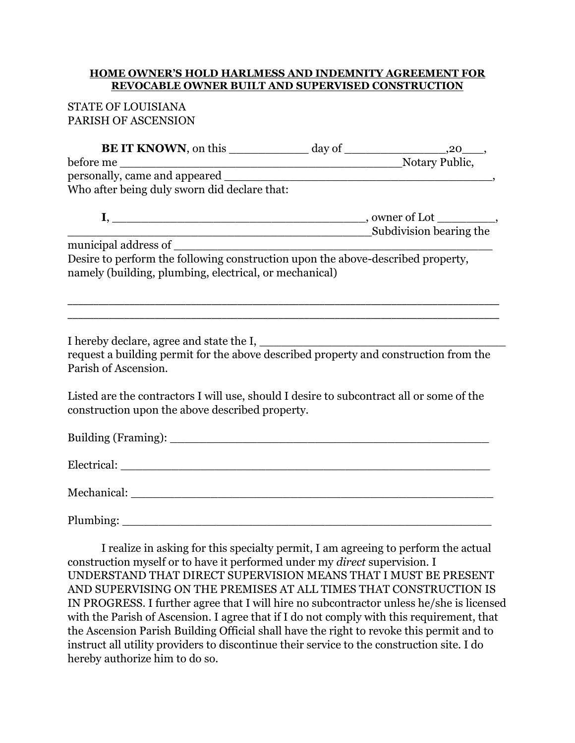**HOME OWNER'S HOLD HARLMESS AND INDEMNITY AGREEMENT FOR REVOCABLE OWNER BUILT AND SUPERVISED CONSTRUCTION**

STATE OF LOUISIANA
PARISH OF ASCENSION

**BE IT KNOWN**, on this ___________ day of ______________,20___, before me _________________________________________Notary Public, personally, came and appeared ______________________________________, Who after being duly sworn did declare that:

**I**, ____________________________________, owner of Lot ________, _________________________________________Subdivision bearing the municipal address of ____________________________________________
Desire to perform the following construction upon the above-described property, namely (building, plumbing, electrical, or mechanical)

__________________________________________________________
__________________________________________________________

I hereby declare, agree and state the I, ___________________________________ request a building permit for the above described property and construction from the Parish of Ascension.

Listed are the contractors I will use, should I desire to subcontract all or some of the construction upon the above described property.

Building (Framing): _____________________________________________

Electrical: _____________________________________________________

Mechanical: ___________________________________________________

Plumbing: _____________________________________________________

I realize in asking for this specialty permit, I am agreeing to perform the actual construction myself or to have it performed under my *direct* supervision. I UNDERSTAND THAT DIRECT SUPERVISION MEANS THAT I MUST BE PRESENT AND SUPERVISING ON THE PREMISES AT ALL TIMES THAT CONSTRUCTION IS IN PROGRESS. I further agree that I will hire no subcontractor unless he/she is licensed with the Parish of Ascension. I agree that if I do not comply with this requirement, that the Ascension Parish Building Official shall have the right to revoke this permit and to instruct all utility providers to discontinue their service to the construction site. I do hereby authorize him to do so.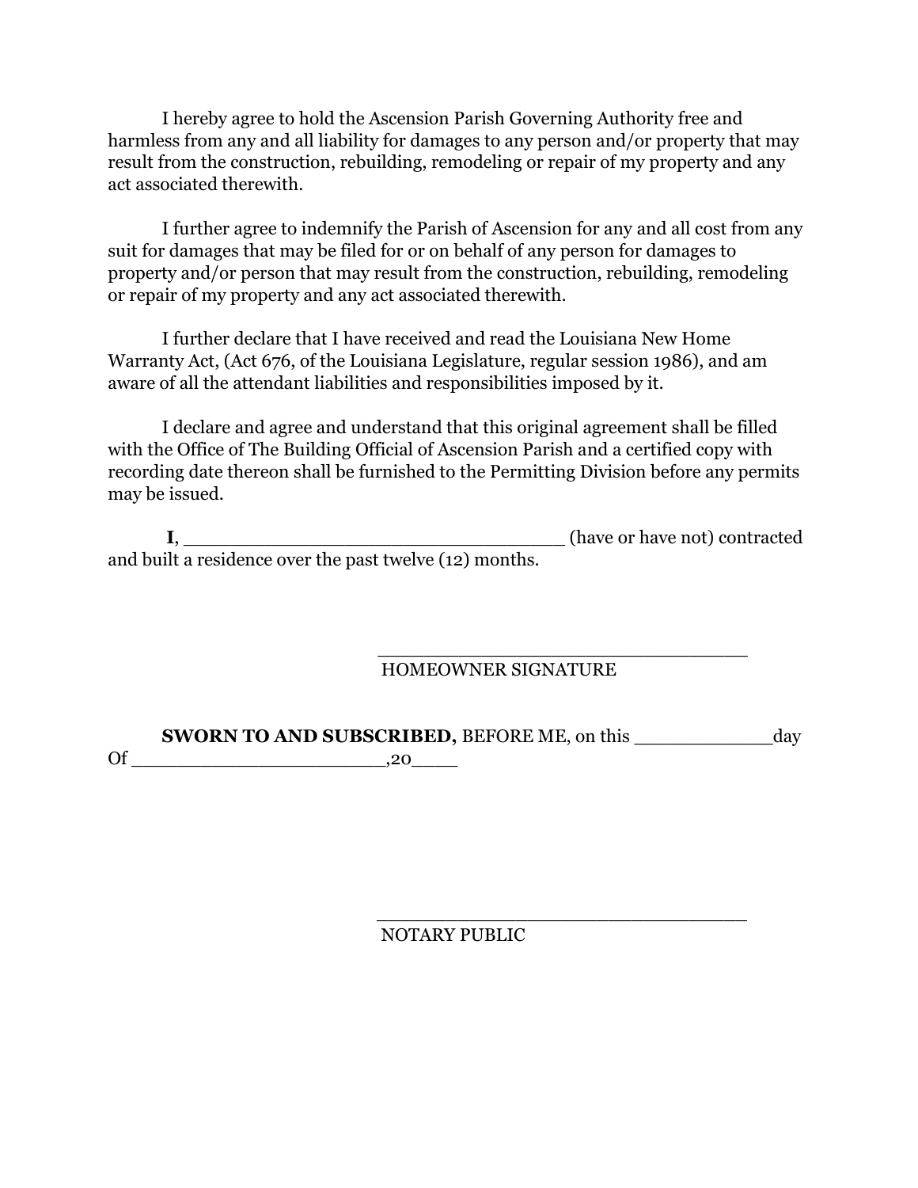I hereby agree to hold the Ascension Parish Governing Authority free and harmless from any and all liability for damages to any person and/or property that may result from the construction, rebuilding, remodeling or repair of my property and any act associated therewith.

I further agree to indemnify the Parish of Ascension for any and all cost from any suit for damages that may be filed for or on behalf of any person for damages to property and/or person that may result from the construction, rebuilding, remodeling or repair of my property and any act associated therewith.

I further declare that I have received and read the Louisiana New Home Warranty Act, (Act 676, of the Louisiana Legislature, regular session 1986), and am aware of all the attendant liabilities and responsibilities imposed by it.

I declare and agree and understand that this original agreement shall be filled with the Office of The Building Official of Ascension Parish and a certified copy with recording date thereon shall be furnished to the Permitting Division before any permits may be issued.

**I**, ___________________________________ (have or have not) contracted and built a residence over the past twelve (12) months.

_____________________________________
HOMEOWNER SIGNATURE

**SWORN TO AND SUBSCRIBED,** BEFORE ME, on this _____________day Of _______________________,20____

_____________________________________
NOTARY PUBLIC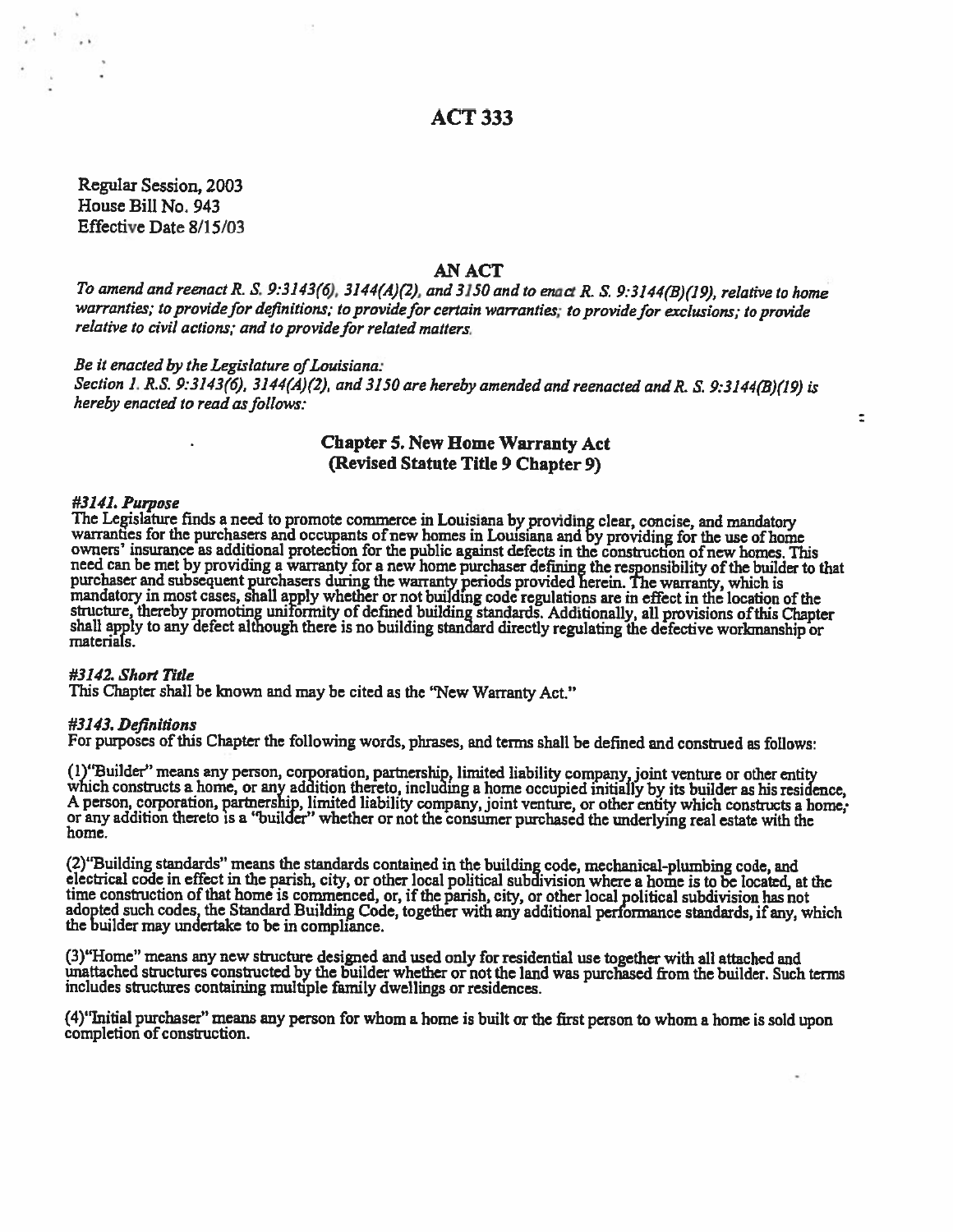# ACT 333

Regular Session, 2003
House Bill No. 943
Effective Date 8/15/03

## AN ACT

*To amend and reenact R. S. 9:3143(6), 3144(A)(2), and 3150 and to enact R. S. 9:3144(B)(19), relative to home warranties; to provide for definitions; to provide for certain warranties; to provide for exclusions; to provide relative to civil actions; and to provide for related matters.*

*Be it enacted by the Legislature of Louisiana:*
*Section 1. R.S. 9:3143(6), 3144(A)(2), and 3150 are hereby amended and reenacted and R. S. 9:3144(B)(19) is hereby enacted to read as follows:*

### Chapter 5. New Home Warranty Act
### (Revised Statute Title 9 Chapter 9)

***#3141. Purpose***
The Legislature finds a need to promote commerce in Louisiana by providing clear, concise, and mandatory warranties for the purchasers and occupants of new homes in Louisiana and by providing for the use of home owners' insurance as additional protection for the public against defects in the construction of new homes. This need can be met by providing a warranty for a new home purchaser defining the responsibility of the builder to that purchaser and subsequent purchasers during the warranty periods provided herein. The warranty, which is mandatory in most cases, shall apply whether or not building code regulations are in effect in the location of the structure, thereby promoting uniformity of defined building standards. Additionally, all provisions of this Chapter shall apply to any defect although there is no building standard directly regulating the defective workmanship or materials.

***#3142. Short Title***
This Chapter shall be known and may be cited as the "New Warranty Act."

***#3143. Definitions***
For purposes of this Chapter the following words, phrases, and terms shall be defined and construed as follows:

(1)"Builder" means any person, corporation, partnership, limited liability company, joint venture or other entity which constructs a home, or any addition thereto, including a home occupied initially by its builder as his residence, A person, corporation, partnership, limited liability company, joint venture, or other entity which constructs a home, or any addition thereto is a "builder" whether or not the consumer purchased the underlying real estate with the home.

(2)"Building standards" means the standards contained in the building code, mechanical-plumbing code, and electrical code in effect in the parish, city, or other local political subdivision where a home is to be located, at the time construction of that home is commenced, or, if the parish, city, or other local political subdivision has not adopted such codes, the Standard Building Code, together with any additional performance standards, if any, which the builder may undertake to be in compliance.

(3)"Home" means any new structure designed and used only for residential use together with all attached and unattached structures constructed by the builder whether or not the land was purchased from the builder. Such terms includes structures containing multiple family dwellings or residences.

(4)"Initial purchaser" means any person for whom a home is built or the first person to whom a home is sold upon completion of construction.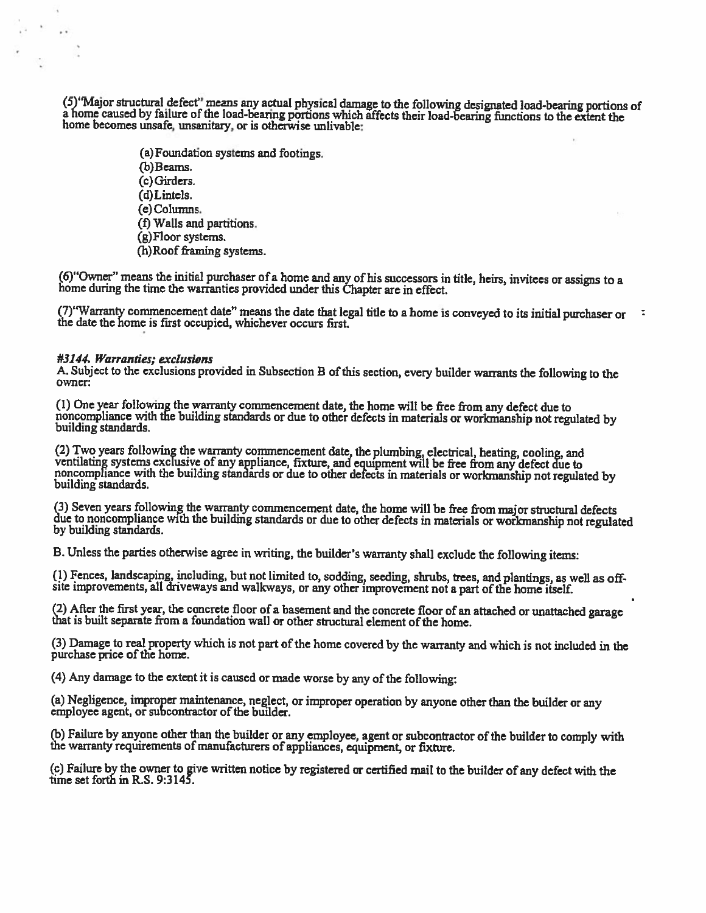(5)"Major structural defect" means any actual physical damage to the following designated load-bearing portions of a home caused by failure of the load-bearing portions which affects their load-bearing functions to the extent the home becomes unsafe, unsanitary, or is otherwise unlivable:

(a) Foundation systems and footings.
(b) Beams.
(c) Girders.
(d) Lintels.
(e) Columns.
(f) Walls and partitions.
(g) Floor systems.
(h) Roof framing systems.

(6)"Owner" means the initial purchaser of a home and any of his successors in title, heirs, invitees or assigns to a home during the time the warranties provided under this Chapter are in effect.

(7)"Warranty commencement date" means the date that legal title to a home is conveyed to its initial purchaser or the date the home is first occupied, whichever occurs first.

***#3144. Warranties; exclusions***

A. Subject to the exclusions provided in Subsection B of this section, every builder warrants the following to the owner:

(1) One year following the warranty commencement date, the home will be free from any defect due to noncompliance with the building standards or due to other defects in materials or workmanship not regulated by building standards.

(2) Two years following the warranty commencement date, the plumbing, electrical, heating, cooling, and ventilating systems exclusive of any appliance, fixture, and equipment will be free from any defect due to noncompliance with the building standards or due to other defects in materials or workmanship not regulated by building standards.

(3) Seven years following the warranty commencement date, the home will be free from major structural defects due to noncompliance with the building standards or due to other defects in materials or workmanship not regulated by building standards.

B. Unless the parties otherwise agree in writing, the builder's warranty shall exclude the following items:

(1) Fences, landscaping, including, but not limited to, sodding, seeding, shrubs, trees, and plantings, as well as off-site improvements, all driveways and walkways, or any other improvement not a part of the home itself.

(2) After the first year, the concrete floor of a basement and the concrete floor of an attached or unattached garage that is built separate from a foundation wall or other structural element of the home.

(3) Damage to real property which is not part of the home covered by the warranty and which is not included in the purchase price of the home.

(4) Any damage to the extent it is caused or made worse by any of the following:

(a) Negligence, improper maintenance, neglect, or improper operation by anyone other than the builder or any employee agent, or subcontractor of the builder.

(b) Failure by anyone other than the builder or any employee, agent or subcontractor of the builder to comply with the warranty requirements of manufacturers of appliances, equipment, or fixture.

(c) Failure by the owner to give written notice by registered or certified mail to the builder of any defect with the time set forth in R.S. 9:3145.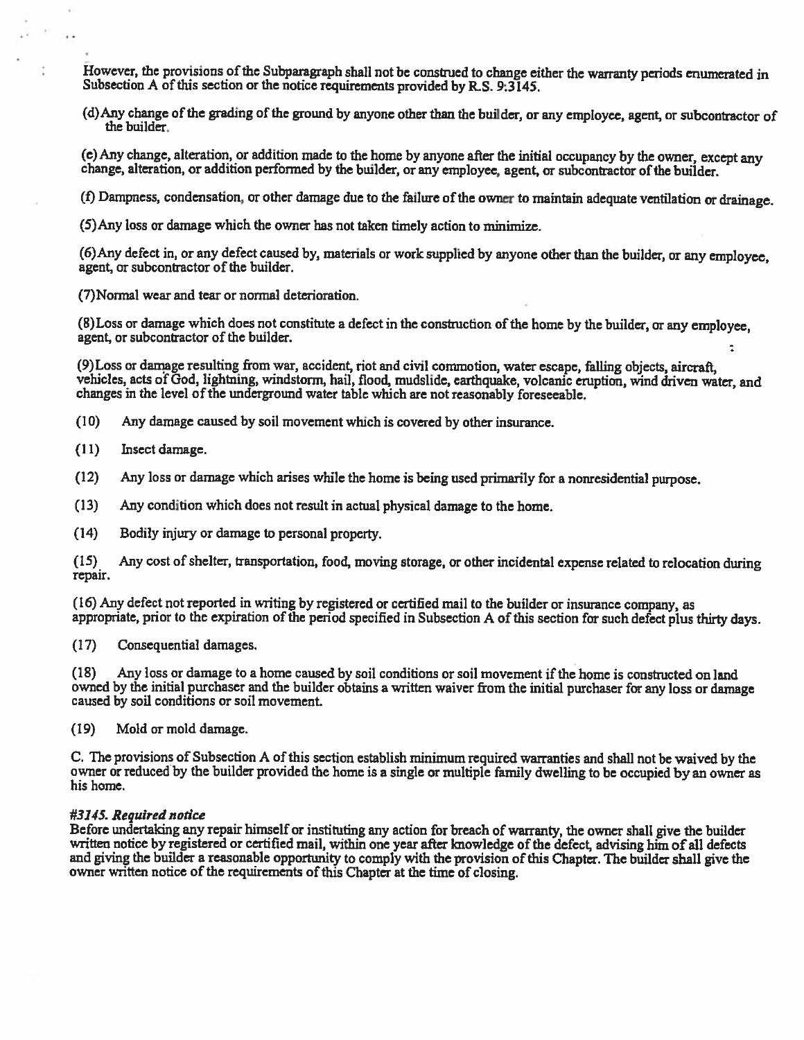However, the provisions of the Subparagraph shall not be construed to change either the warranty periods enumerated in Subsection A of this section or the notice requirements provided by R.S. 9:3145.

(d) Any change of the grading of the ground by anyone other than the builder, or any employee, agent, or subcontractor of the builder.

(e) Any change, alteration, or addition made to the home by anyone after the initial occupancy by the owner, except any change, alteration, or addition performed by the builder, or any employee, agent, or subcontractor of the builder.

(f) Dampness, condensation, or other damage due to the failure of the owner to maintain adequate ventilation or drainage.

(5) Any loss or damage which the owner has not taken timely action to minimize.

(6) Any defect in, or any defect caused by, materials or work supplied by anyone other than the builder, or any employee, agent, or subcontractor of the builder.

(7) Normal wear and tear or normal deterioration.

(8) Loss or damage which does not constitute a defect in the construction of the home by the builder, or any employee, agent, or subcontractor of the builder.

(9) Loss or damage resulting from war, accident, riot and civil commotion, water escape, falling objects, aircraft, vehicles, acts of God, lightning, windstorm, hail, flood, mudslide, earthquake, volcanic eruption, wind driven water, and changes in the level of the underground water table which are not reasonably foreseeable.

(10) Any damage caused by soil movement which is covered by other insurance.

(11) Insect damage.

(12) Any loss or damage which arises while the home is being used primarily for a nonresidential purpose.

(13) Any condition which does not result in actual physical damage to the home.

(14) Bodily injury or damage to personal property.

(15) Any cost of shelter, transportation, food, moving storage, or other incidental expense related to relocation during repair.

(16) Any defect not reported in writing by registered or certified mail to the builder or insurance company, as appropriate, prior to the expiration of the period specified in Subsection A of this section for such defect plus thirty days.

(17) Consequential damages.

(18) Any loss or damage to a home caused by soil conditions or soil movement if the home is constructed on land owned by the initial purchaser and the builder obtains a written waiver from the initial purchaser for any loss or damage caused by soil conditions or soil movement.

(19) Mold or mold damage.

C. The provisions of Subsection A of this section establish minimum required warranties and shall not be waived by the owner or reduced by the builder provided the home is a single or multiple family dwelling to be occupied by an owner as his home.

***#3145. Required notice***

Before undertaking any repair himself or instituting any action for breach of warranty, the owner shall give the builder written notice by registered or certified mail, within one year after knowledge of the defect, advising him of all defects and giving the builder a reasonable opportunity to comply with the provision of this Chapter. The builder shall give the owner written notice of the requirements of this Chapter at the time of closing.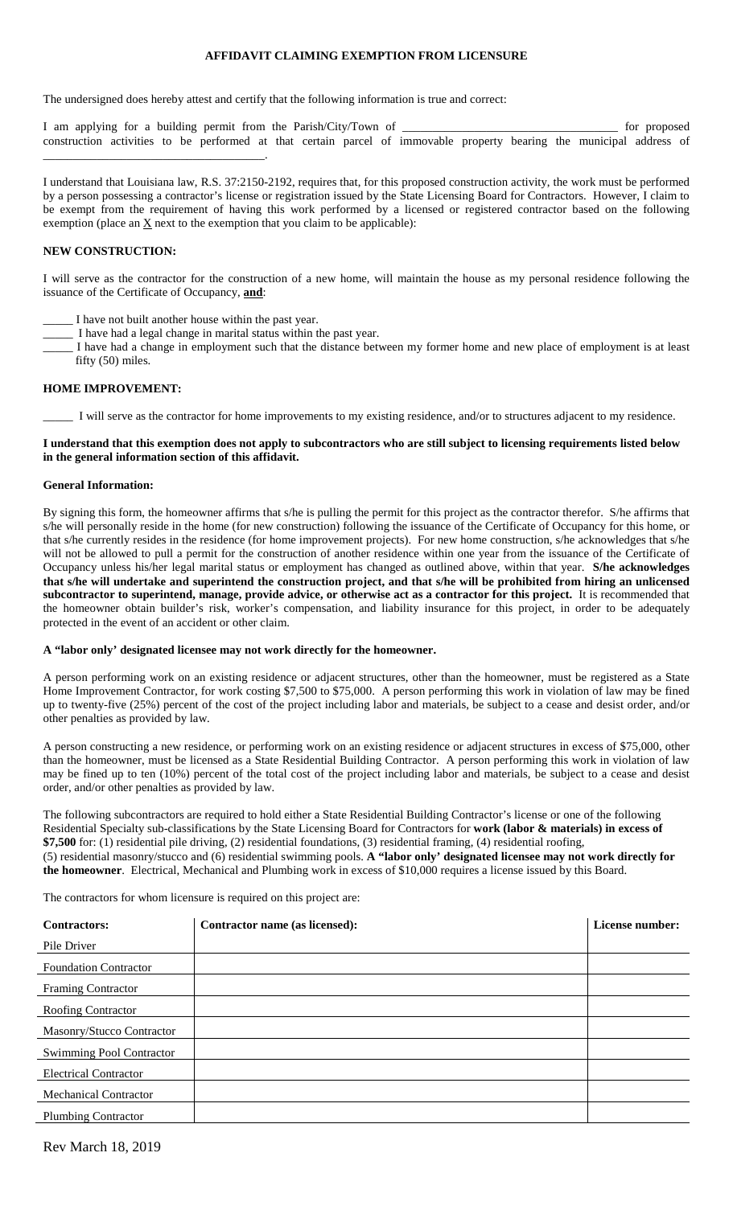# AFFIDAVIT CLAIMING EXEMPTION FROM LICENSURE

The undersigned does hereby attest and certify that the following information is true and correct:

I am applying for a building permit from the Parish/City/Town of ___________________________________ for proposed construction activities to be performed at that certain parcel of immovable property bearing the municipal address of ___________________________________.

I understand that Louisiana law, R.S. 37:2150-2192, requires that, for this proposed construction activity, the work must be performed by a person possessing a contractor's license or registration issued by the State Licensing Board for Contractors. However, I claim to be exempt from the requirement of having this work performed by a licensed or registered contractor based on the following exemption (place an X next to the exemption that you claim to be applicable):

**NEW CONSTRUCTION:**

I will serve as the contractor for the construction of a new home, will maintain the house as my personal residence following the issuance of the Certificate of Occupancy, **and**:

_____ I have not built another house within the past year.
_____ I have had a legal change in marital status within the past year.
_____ I have had a change in employment such that the distance between my former home and new place of employment is at least fifty (50) miles.

**HOME IMPROVEMENT:**

_____ I will serve as the contractor for home improvements to my existing residence, and/or to structures adjacent to my residence.

**I understand that this exemption does not apply to subcontractors who are still subject to licensing requirements listed below in the general information section of this affidavit.**

**General Information:**

By signing this form, the homeowner affirms that s/he is pulling the permit for this project as the contractor therefor. S/he affirms that s/he will personally reside in the home (for new construction) following the issuance of the Certificate of Occupancy for this home, or that s/he currently resides in the residence (for home improvement projects). For new home construction, s/he acknowledges that s/he will not be allowed to pull a permit for the construction of another residence within one year from the issuance of the Certificate of Occupancy unless his/her legal marital status or employment has changed as outlined above, within that year. **S/he acknowledges that s/he will undertake and superintend the construction project, and that s/he will be prohibited from hiring an unlicensed subcontractor to superintend, manage, provide advice, or otherwise act as a contractor for this project.** It is recommended that the homeowner obtain builder's risk, worker's compensation, and liability insurance for this project, in order to be adequately protected in the event of an accident or other claim.

**A "labor only' designated licensee may not work directly for the homeowner.**

A person performing work on an existing residence or adjacent structures, other than the homeowner, must be registered as a State Home Improvement Contractor, for work costing $7,500 to $75,000. A person performing this work in violation of law may be fined up to twenty-five (25%) percent of the cost of the project including labor and materials, be subject to a cease and desist order, and/or other penalties as provided by law.

A person constructing a new residence, or performing work on an existing residence or adjacent structures in excess of $75,000, other than the homeowner, must be licensed as a State Residential Building Contractor. A person performing this work in violation of law may be fined up to ten (10%) percent of the total cost of the project including labor and materials, be subject to a cease and desist order, and/or other penalties as provided by law.

The following subcontractors are required to hold either a State Residential Building Contractor's license or one of the following Residential Specialty sub-classifications by the State Licensing Board for Contractors for **work (labor & materials) in excess of $7,500** for: (1) residential pile driving, (2) residential foundations, (3) residential framing, (4) residential roofing, (5) residential masonry/stucco and (6) residential swimming pools. **A "labor only' designated licensee may not work directly for the homeowner**. Electrical, Mechanical and Plumbing work in excess of $10,000 requires a license issued by this Board.

The contractors for whom licensure is required on this project are:

| Contractors: | Contractor name (as licensed): | License number: |
|---|---|---|
| Pile Driver | | |
| Foundation Contractor | | |
| Framing Contractor | | |
| Roofing Contractor | | |
| Masonry/Stucco Contractor | | |
| Swimming Pool Contractor | | |
| Electrical Contractor | | |
| Mechanical Contractor | | |
| Plumbing Contractor | | |

Rev March 18, 2019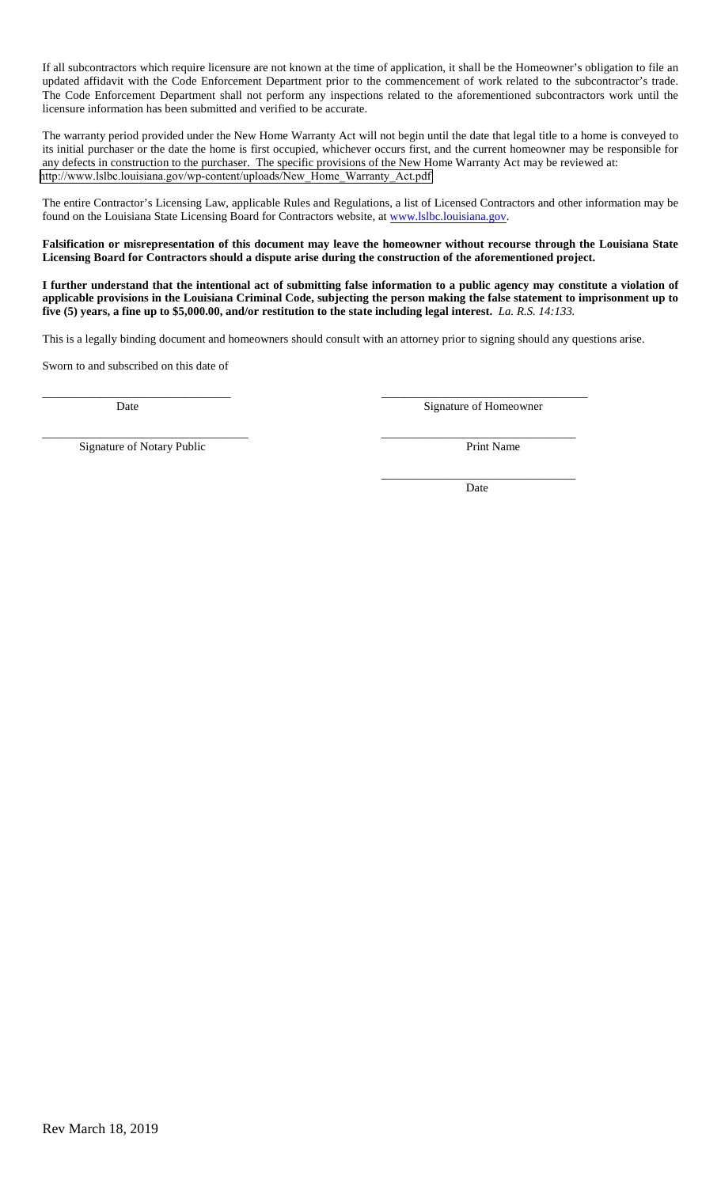If all subcontractors which require licensure are not known at the time of application, it shall be the Homeowner's obligation to file an updated affidavit with the Code Enforcement Department prior to the commencement of work related to the subcontractor's trade. The Code Enforcement Department shall not perform any inspections related to the aforementioned subcontractors work until the licensure information has been submitted and verified to be accurate.

The warranty period provided under the New Home Warranty Act will not begin until the date that legal title to a home is conveyed to its initial purchaser or the date the home is first occupied, whichever occurs first, and the current homeowner may be responsible for any defects in construction to the purchaser. The specific provisions of the New Home Warranty Act may be reviewed at: http://www.lslbc.louisiana.gov/wp-content/uploads/New_Home_Warranty_Act.pdf

The entire Contractor's Licensing Law, applicable Rules and Regulations, a list of Licensed Contractors and other information may be found on the Louisiana State Licensing Board for Contractors website, at www.lslbc.louisiana.gov.

**Falsification or misrepresentation of this document may leave the homeowner without recourse through the Louisiana State Licensing Board for Contractors should a dispute arise during the construction of the aforementioned project.**

**I further understand that the intentional act of submitting false information to a public agency may constitute a violation of applicable provisions in the Louisiana Criminal Code, subjecting the person making the false statement to imprisonment up to five (5) years, a fine up to $5,000.00, and/or restitution to the state including legal interest.** *La. R.S. 14:133.*

This is a legally binding document and homeowners should consult with an attorney prior to signing should any questions arise.

Sworn to and subscribed on this date of

\_\_\_\_\_\_\_\_\_\_\_\_\_\_\_\_\_\_\_\_\_\_\_\_\_\_\_\_\_\_ Date

\_\_\_\_\_\_\_\_\_\_\_\_\_\_\_\_\_\_\_\_\_\_\_\_\_\_\_\_\_\_ Signature of Homeowner

\_\_\_\_\_\_\_\_\_\_\_\_\_\_\_\_\_\_\_\_\_\_\_\_\_\_\_\_\_\_ Signature of Notary Public

\_\_\_\_\_\_\_\_\_\_\_\_\_\_\_\_\_\_\_\_\_\_\_\_\_\_\_\_\_\_ Print Name

\_\_\_\_\_\_\_\_\_\_\_\_\_\_\_\_\_\_\_\_\_\_\_\_\_\_\_\_\_\_ Date

Rev March 18, 2019